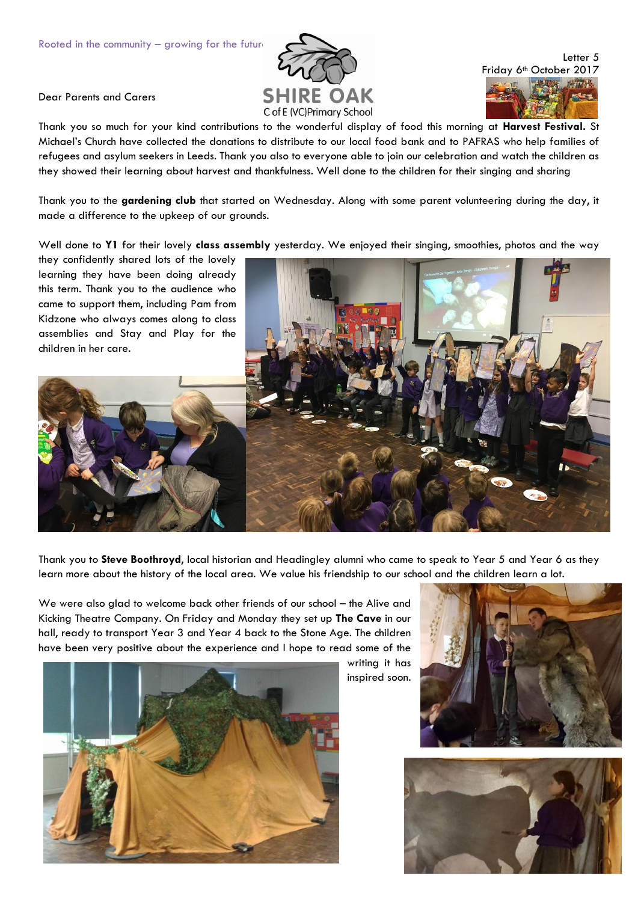Rooted in the community – growing for the future

SHIRE OAK
C of E (VC) Primary School

Letter 5
Friday 6th October 2017

Dear Parents and Carers

Thank you so much for your kind contributions to the wonderful display of food this morning at **Harvest Festival.** St Michael's Church have collected the donations to distribute to our local food bank and to PAFRAS who help families of refugees and asylum seekers in Leeds. Thank you also to everyone able to join our celebration and watch the children as they showed their learning about harvest and thankfulness. Well done to the children for their singing and sharing

Thank you to the **gardening club** that started on Wednesday. Along with some parent volunteering during the day, it made a difference to the upkeep of our grounds.

Well done to **Y1** for their lovely **class assembly** yesterday. We enjoyed their singing, smoothies, photos and the way they confidently shared lots of the lovely learning they have been doing already this term. Thank you to the audience who came to support them, including Pam from Kidzone who always comes along to class assemblies and Stay and Play for the children in her care.

Thank you to **Steve Boothroyd,** local historian and Headingley alumni who came to speak to Year 5 and Year 6 as they learn more about the history of the local area. We value his friendship to our school and the children learn a lot.

We were also glad to welcome back other friends of our school – the Alive and Kicking Theatre Company. On Friday and Monday they set up **The Cave** in our hall, ready to transport Year 3 and Year 4 back to the Stone Age. The children have been very positive about the experience and I hope to read some of the writing it has inspired soon.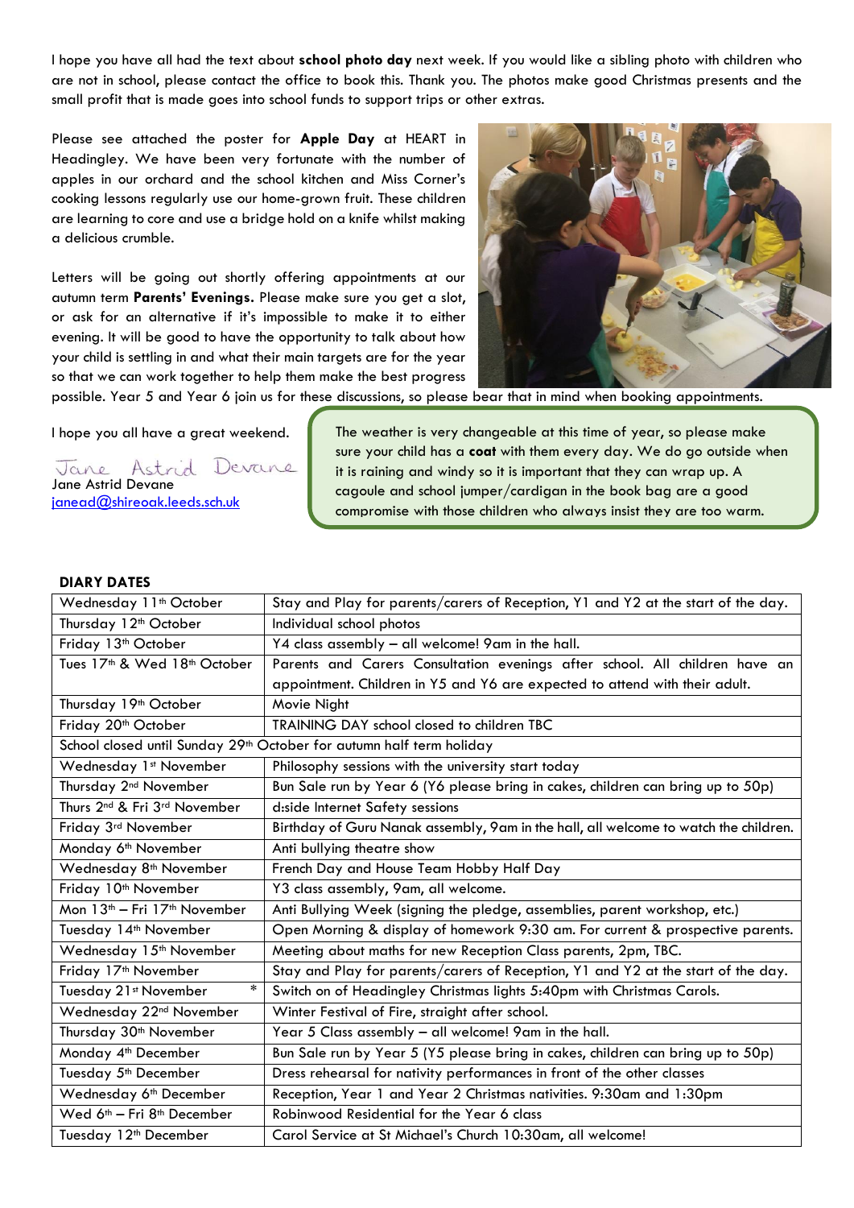I hope you have all had the text about **school photo day** next week. If you would like a sibling photo with children who are not in school, please contact the office to book this. Thank you. The photos make good Christmas presents and the small profit that is made goes into school funds to support trips or other extras.

Please see attached the poster for **Apple Day** at HEART in Headingley. We have been very fortunate with the number of apples in our orchard and the school kitchen and Miss Corner's cooking lessons regularly use our home-grown fruit. These children are learning to core and use a bridge hold on a knife whilst making a delicious crumble.

Letters will be going out shortly offering appointments at our autumn term **Parents' Evenings.** Please make sure you get a slot, or ask for an alternative if it's impossible to make it to either evening. It will be good to have the opportunity to talk about how your child is settling in and what their main targets are for the year so that we can work together to help them make the best progress possible. Year 5 and Year 6 join us for these discussions, so please bear that in mind when booking appointments.

I hope you all have a great weekend.

Jane Astrid Devane
Jane Astrid Devane
janead@shireoak.leeds.sch.uk

The weather is very changeable at this time of year, so please make sure your child has a **coat** with them every day. We do go outside when it is raining and windy so it is important that they can wrap up. A cagoule and school jumper/cardigan in the book bag are a good compromise with those children who always insist they are too warm.

**DIARY DATES**

| Date | Event |
|---|---|
| Wednesday 11th October | Stay and Play for parents/carers of Reception, Y1 and Y2 at the start of the day. |
| Thursday 12th October | Individual school photos |
| Friday 13th October | Y4 class assembly – all welcome! 9am in the hall. |
| Tues 17th & Wed 18th October | Parents and Carers Consultation evenings after school. All children have an appointment. Children in Y5 and Y6 are expected to attend with their adult. |
| Thursday 19th October | Movie Night |
| Friday 20th October | TRAINING DAY school closed to children TBC |
| School closed until Sunday 29th October for autumn half term holiday | |
| Wednesday 1st November | Philosophy sessions with the university start today |
| Thursday 2nd November | Bun Sale run by Year 6 (Y6 please bring in cakes, children can bring up to 50p) |
| Thurs 2nd & Fri 3rd November | d:side Internet Safety sessions |
| Friday 3rd November | Birthday of Guru Nanak assembly, 9am in the hall, all welcome to watch the children. |
| Monday 6th November | Anti bullying theatre show |
| Wednesday 8th November | French Day and House Team Hobby Half Day |
| Friday 10th November | Y3 class assembly, 9am, all welcome. |
| Mon 13th – Fri 17th November | Anti Bullying Week (signing the pledge, assemblies, parent workshop, etc.) |
| Tuesday 14th November | Open Morning & display of homework 9:30 am. For current & prospective parents. |
| Wednesday 15th November | Meeting about maths for new Reception Class parents, 2pm, TBC. |
| Friday 17th November | Stay and Play for parents/carers of Reception, Y1 and Y2 at the start of the day. |
| Tuesday 21st November * | Switch on of Headingley Christmas lights 5:40pm with Christmas Carols. |
| Wednesday 22nd November | Winter Festival of Fire, straight after school. |
| Thursday 30th November | Year 5 Class assembly – all welcome! 9am in the hall. |
| Monday 4th December | Bun Sale run by Year 5 (Y5 please bring in cakes, children can bring up to 50p) |
| Tuesday 5th December | Dress rehearsal for nativity performances in front of the other classes |
| Wednesday 6th December | Reception, Year 1 and Year 2 Christmas nativities. 9:30am and 1:30pm |
| Wed 6th – Fri 8th December | Robinwood Residential for the Year 6 class |
| Tuesday 12th December | Carol Service at St Michael's Church 10:30am, all welcome! |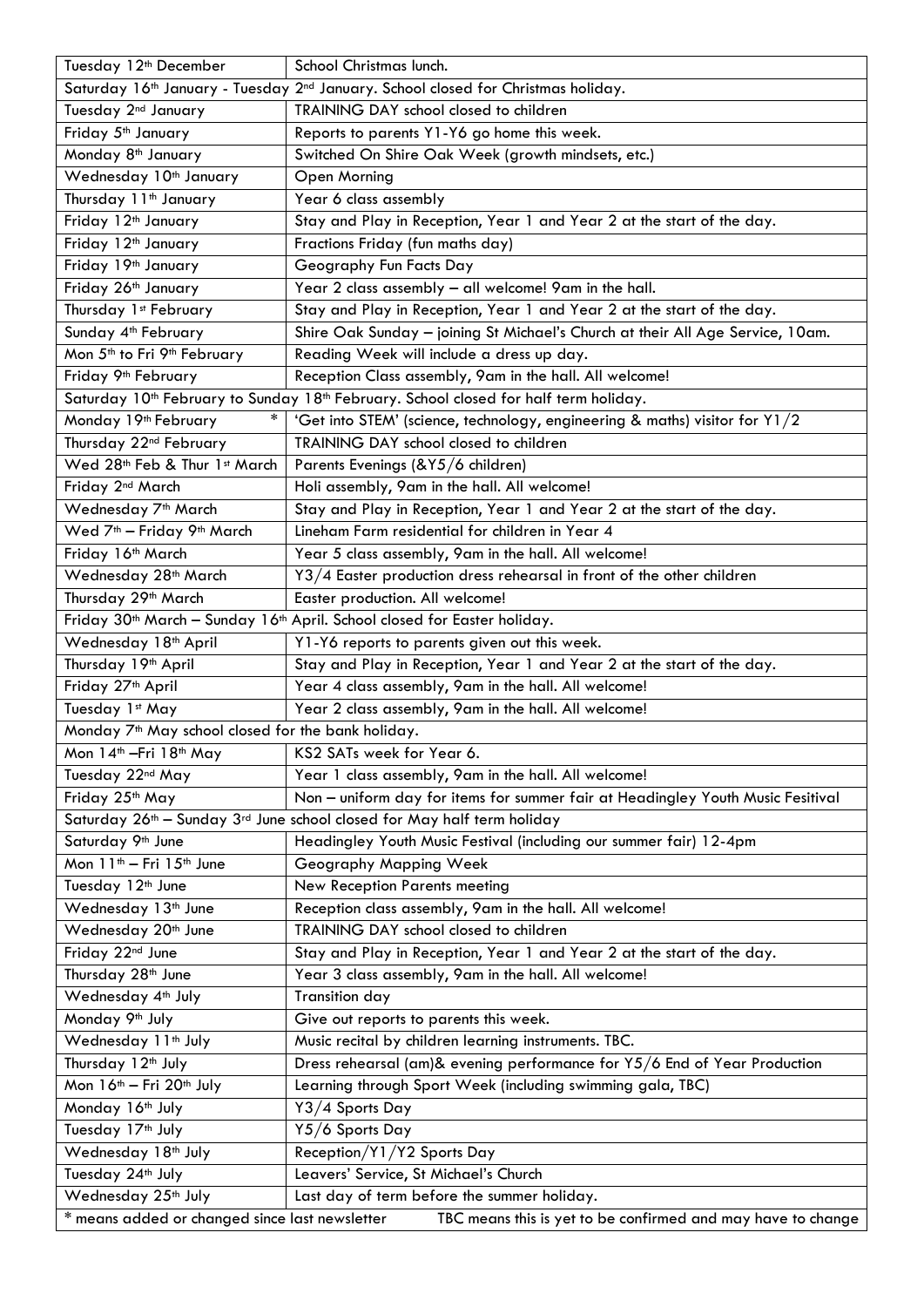| Tuesday 12th December | School Christmas lunch. |
|---|---|
| Saturday 16th January - Tuesday 2nd January. School closed for Christmas holiday. | |
| Tuesday 2nd January | TRAINING DAY school closed to children |
| Friday 5th January | Reports to parents Y1-Y6 go home this week. |
| Monday 8th January | Switched On Shire Oak Week (growth mindsets, etc.) |
| Wednesday 10th January | Open Morning |
| Thursday 11th January | Year 6 class assembly |
| Friday 12th January | Stay and Play in Reception, Year 1 and Year 2 at the start of the day. |
| Friday 12th January | Fractions Friday (fun maths day) |
| Friday 19th January | Geography Fun Facts Day |
| Friday 26th January | Year 2 class assembly – all welcome! 9am in the hall. |
| Thursday 1st February | Stay and Play in Reception, Year 1 and Year 2 at the start of the day. |
| Sunday 4th February | Shire Oak Sunday – joining St Michael's Church at their All Age Service, 10am. |
| Mon 5th to Fri 9th February | Reading Week will include a dress up day. |
| Friday 9th February | Reception Class assembly, 9am in the hall. All welcome! |
| Saturday 10th February to Sunday 18th February. School closed for half term holiday. | |
| Monday 19th February * | 'Get into STEM' (science, technology, engineering & maths) visitor for Y1/2 |
| Thursday 22nd February | TRAINING DAY school closed to children |
| Wed 28th Feb & Thur 1st March | Parents Evenings (&Y5/6 children) |
| Friday 2nd March | Holi assembly, 9am in the hall. All welcome! |
| Wednesday 7th March | Stay and Play in Reception, Year 1 and Year 2 at the start of the day. |
| Wed 7th – Friday 9th March | Lineham Farm residential for children in Year 4 |
| Friday 16th March | Year 5 class assembly, 9am in the hall. All welcome! |
| Wednesday 28th March | Y3/4 Easter production dress rehearsal in front of the other children |
| Thursday 29th March | Easter production. All welcome! |
| Friday 30th March – Sunday 16th April. School closed for Easter holiday. | |
| Wednesday 18th April | Y1-Y6 reports to parents given out this week. |
| Thursday 19th April | Stay and Play in Reception, Year 1 and Year 2 at the start of the day. |
| Friday 27th April | Year 4 class assembly, 9am in the hall. All welcome! |
| Tuesday 1st May | Year 2 class assembly, 9am in the hall. All welcome! |
| Monday 7th May school closed for the bank holiday. | |
| Mon 14th –Fri 18th May | KS2 SATs week for Year 6. |
| Tuesday 22nd May | Year 1 class assembly, 9am in the hall. All welcome! |
| Friday 25th May | Non – uniform day for items for summer fair at Headingley Youth Music Fesitival |
| Saturday 26th – Sunday 3rd June school closed for May half term holiday | |
| Saturday 9th June | Headingley Youth Music Festival (including our summer fair) 12-4pm |
| Mon 11th – Fri 15th June | Geography Mapping Week |
| Tuesday 12th June | New Reception Parents meeting |
| Wednesday 13th June | Reception class assembly, 9am in the hall. All welcome! |
| Wednesday 20th June | TRAINING DAY school closed to children |
| Friday 22nd June | Stay and Play in Reception, Year 1 and Year 2 at the start of the day. |
| Thursday 28th June | Year 3 class assembly, 9am in the hall. All welcome! |
| Wednesday 4th July | Transition day |
| Monday 9th July | Give out reports to parents this week. |
| Wednesday 11th July | Music recital by children learning instruments. TBC. |
| Thursday 12th July | Dress rehearsal (am)& evening performance for Y5/6 End of Year Production |
| Mon 16th – Fri 20th July | Learning through Sport Week (including swimming gala, TBC) |
| Monday 16th July | Y3/4 Sports Day |
| Tuesday 17th July | Y5/6 Sports Day |
| Wednesday 18th July | Reception/Y1/Y2 Sports Day |
| Tuesday 24th July | Leavers' Service, St Michael's Church |
| Wednesday 25th July | Last day of term before the summer holiday. |
| * means added or changed since last newsletter | TBC means this is yet to be confirmed and may have to change |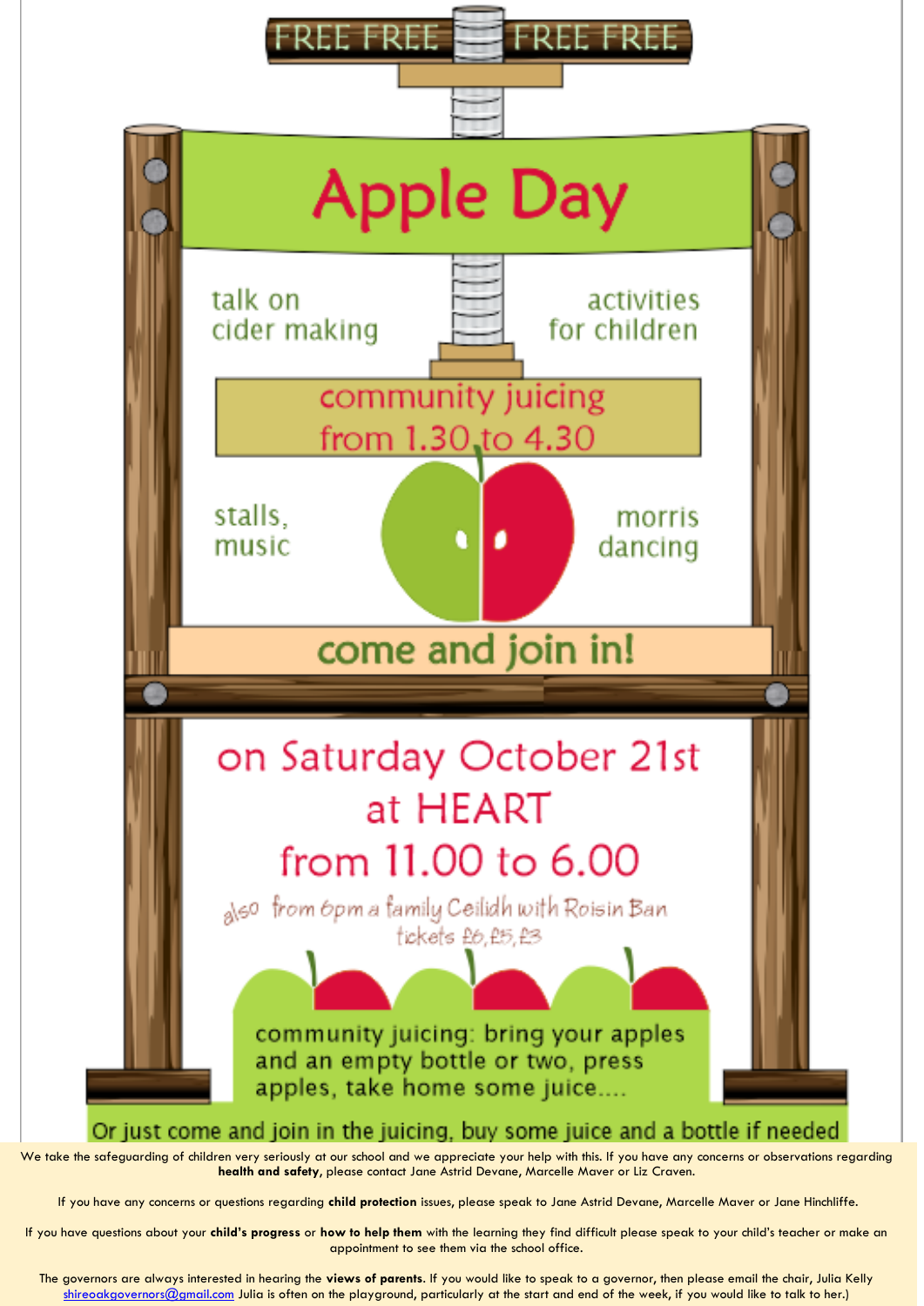FREE FREE FREE FREE

# Apple Day

talk on cider making

activities for children

community juicing from 1.30 to 4.30

stalls, music

morris dancing

come and join in!

## on Saturday October 21st at HEART from 11.00 to 6.00

also from 6pm a family Ceilidh with Roisin Ban tickets £6,£5,£3

community juicing: bring your apples and an empty bottle or two, press apples, take home some juice....

Or just come and join in the juicing, buy some juice and a bottle if needed

We take the safeguarding of children very seriously at our school and we appreciate your help with this. If you have any concerns or observations regarding **health and safety**, please contact Jane Astrid Devane, Marcelle Maver or Liz Craven.

If you have any concerns or questions regarding **child protection** issues, please speak to Jane Astrid Devane, Marcelle Maver or Jane Hinchliffe.

If you have questions about your **child's progress** or **how to help them** with the learning they find difficult please speak to your child's teacher or make an appointment to see them via the school office.

The governors are always interested in hearing the **views of parents**. If you would like to speak to a governor, then please email the chair, Julia Kelly shireoakgovernors@gmail.com Julia is often on the playground, particularly at the start and end of the week, if you would like to talk to her.)